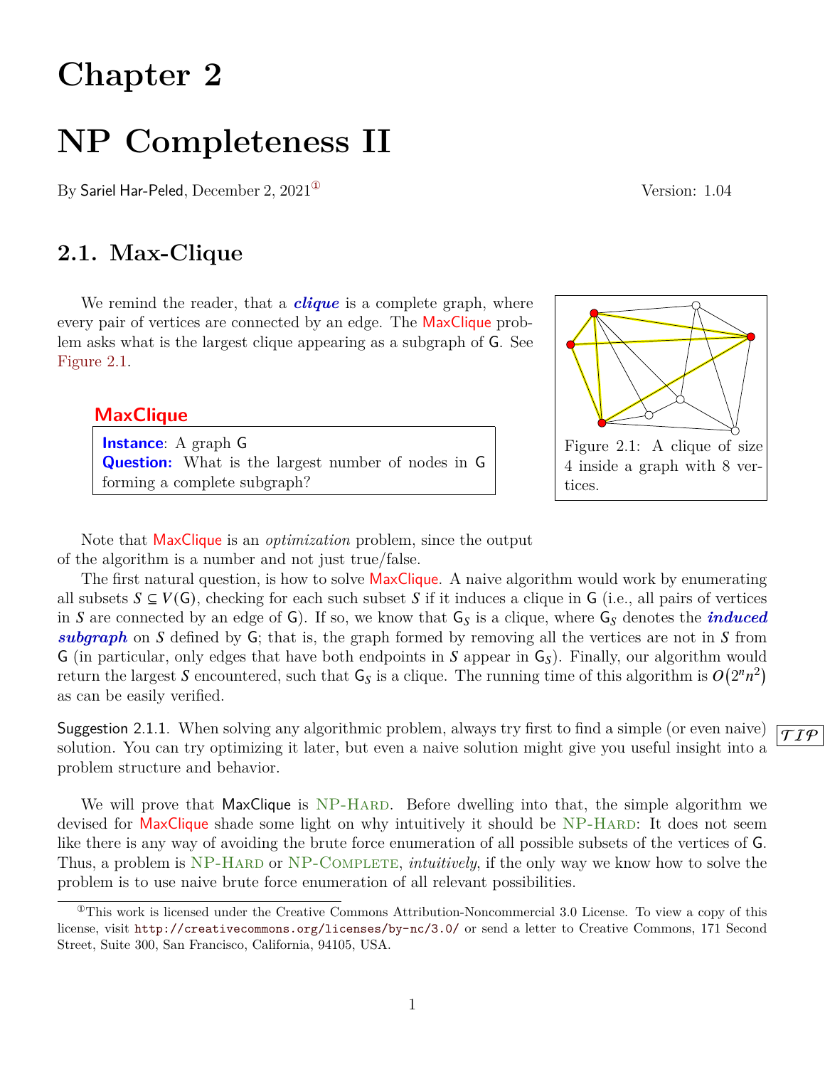# Chapter 2

# NP Completeness II

By Sariel Har-Peled, December 2, 2021[1] Version: 1.04

## 2.1. Max-Clique

We remind the reader, that a ***clique*** is a complete graph, where every pair of vertices are connected by an edge. The MaxClique problem asks what is the largest clique appearing as a subgraph of G. See Figure 2.1.

Figure 2.1: A clique of size 4 inside a graph with 8 vertices.

**MaxClique**

**Instance**: A graph G
**Question:** What is the largest number of nodes in G forming a complete subgraph?

Note that MaxClique is an *optimization* problem, since the output of the algorithm is a number and not just true/false.

The first natural question, is how to solve MaxClique. A naive algorithm would work by enumerating all subsets $S \subseteq V(\mathsf{G})$, checking for each such subset $S$ if it induces a clique in G (i.e., all pairs of vertices in $S$ are connected by an edge of G). If so, we know that $\mathsf{G}_S$ is a clique, where $\mathsf{G}_S$ denotes the ***induced subgraph*** on $S$ defined by G; that is, the graph formed by removing all the vertices are not in $S$ from G (in particular, only edges that have both endpoints in $S$ appear in $\mathsf{G}_S$). Finally, our algorithm would return the largest $S$ encountered, such that $\mathsf{G}_S$ is a clique. The running time of this algorithm is $O(2^n n^2)$ as can be easily verified.

Suggestion 2.1.1. When solving any algorithmic problem, always try first to find a simple (or even naive) solution. You can try optimizing it later, but even a naive solution might give you useful insight into a problem structure and behavior. *TIP*

We will prove that MaxClique is NP-Hard. Before dwelling into that, the simple algorithm we devised for MaxClique shade some light on why intuitively it should be NP-Hard: It does not seem like there is any way of avoiding the brute force enumeration of all possible subsets of the vertices of G. Thus, a problem is NP-Hard or NP-Complete, *intuitively*, if the only way we know how to solve the problem is to use naive brute force enumeration of all relevant possibilities.

[1] This work is licensed under the Creative Commons Attribution-Noncommercial 3.0 License. To view a copy of this license, visit http://creativecommons.org/licenses/by-nc/3.0/ or send a letter to Creative Commons, 171 Second Street, Suite 300, San Francisco, California, 94105, USA.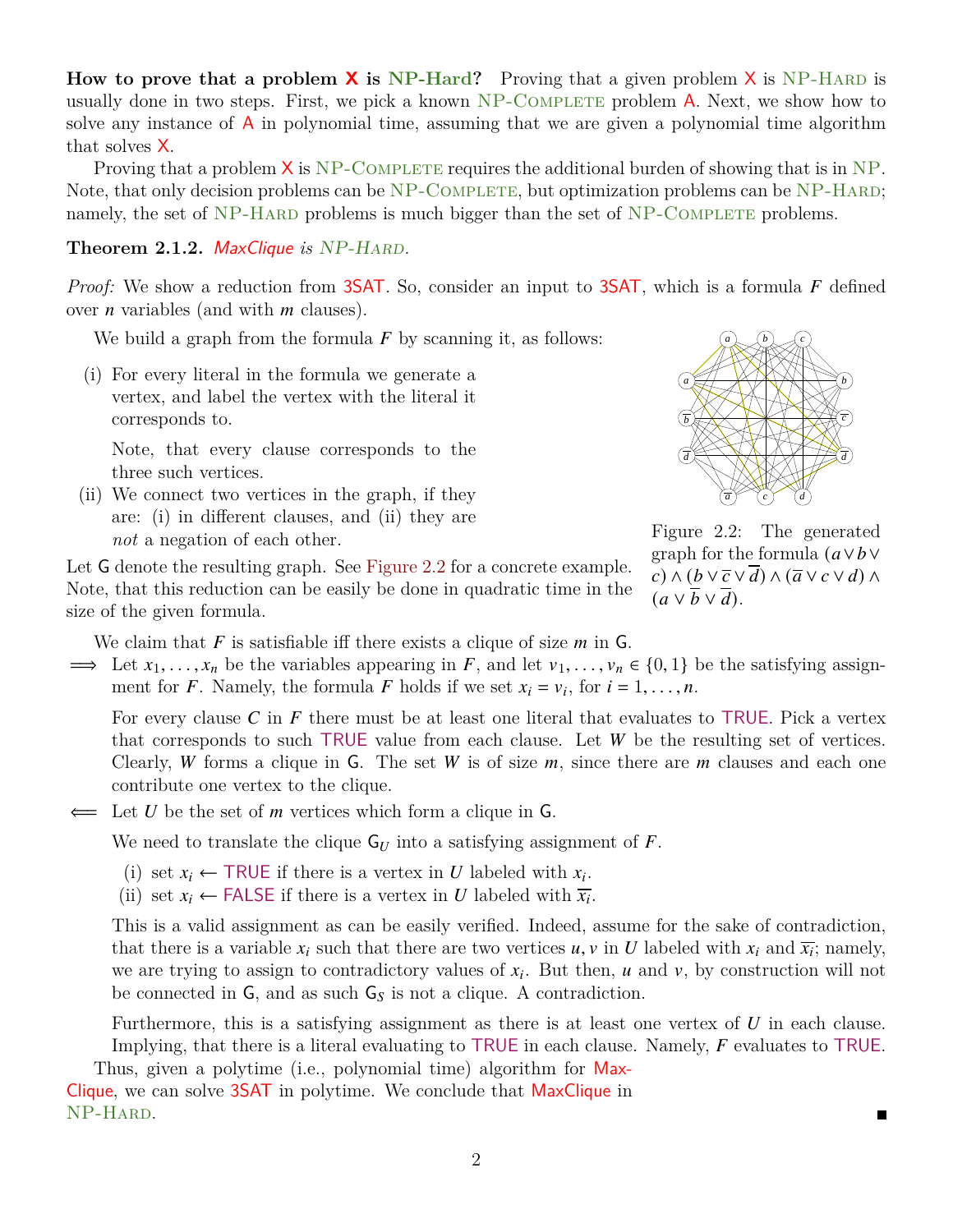**How to prove that a problem X is NP-Hard?** Proving that a given problem X is NP-Hard is usually done in two steps. First, we pick a known NP-Complete problem A. Next, we show how to solve any instance of A in polynomial time, assuming that we are given a polynomial time algorithm that solves X.

Proving that a problem X is NP-Complete requires the additional burden of showing that is in NP. Note, that only decision problems can be NP-Complete, but optimization problems can be NP-Hard; namely, the set of NP-Hard problems is much bigger than the set of NP-Complete problems.

**Theorem 2.1.2.** *MaxClique is NP-Hard.*

*Proof:* We show a reduction from 3SAT. So, consider an input to 3SAT, which is a formula $F$ defined over $n$ variables (and with $m$ clauses).

We build a graph from the formula $F$ by scanning it, as follows:

(i) For every literal in the formula we generate a vertex, and label the vertex with the literal it corresponds to.

Note, that every clause corresponds to the three such vertices.

(ii) We connect two vertices in the graph, if they are: (i) in different clauses, and (ii) they are *not* a negation of each other.

Figure 2.2: The generated graph for the formula $(a \vee b \vee c) \wedge (b \vee \overline{c} \vee \overline{d}) \wedge (\overline{a} \vee c \vee d) \wedge (a \vee \overline{b} \vee \overline{d})$.

Let G denote the resulting graph. See Figure 2.2 for a concrete example. Note, that this reduction can be easily be done in quadratic time in the size of the given formula.

We claim that $F$ is satisfiable iff there exists a clique of size $m$ in G.

$\Longrightarrow$ Let $x_1, \ldots, x_n$ be the variables appearing in $F$, and let $v_1, \ldots, v_n \in \{0, 1\}$ be the satisfying assignment for $F$. Namely, the formula $F$ holds if we set $x_i = v_i$, for $i = 1, \ldots, n$.

For every clause $C$ in $F$ there must be at least one literal that evaluates to TRUE. Pick a vertex that corresponds to such TRUE value from each clause. Let $W$ be the resulting set of vertices. Clearly, $W$ forms a clique in G. The set $W$ is of size $m$, since there are $m$ clauses and each one contribute one vertex to the clique.

$\Longleftarrow$ Let $U$ be the set of $m$ vertices which form a clique in G.

We need to translate the clique $\mathsf{G}_U$ into a satisfying assignment of $F$.

(i) set $x_i \leftarrow$ TRUE if there is a vertex in $U$ labeled with $x_i$.

(ii) set $x_i \leftarrow$ FALSE if there is a vertex in $U$ labeled with $\overline{x_i}$.

This is a valid assignment as can be easily verified. Indeed, assume for the sake of contradiction, that there is a variable $x_i$ such that there are two vertices $u, v$ in $U$ labeled with $x_i$ and $\overline{x_i}$; namely, we are trying to assign to contradictory values of $x_i$. But then, $u$ and $v$, by construction will not be connected in G, and as such $\mathsf{G}_S$ is not a clique. A contradiction.

Furthermore, this is a satisfying assignment as there is at least one vertex of $U$ in each clause. Implying, that there is a literal evaluating to TRUE in each clause. Namely, $F$ evaluates to TRUE.

Thus, given a polytime (i.e., polynomial time) algorithm for MaxClique, we can solve 3SAT in polytime. We conclude that MaxClique in NP-Hard. ■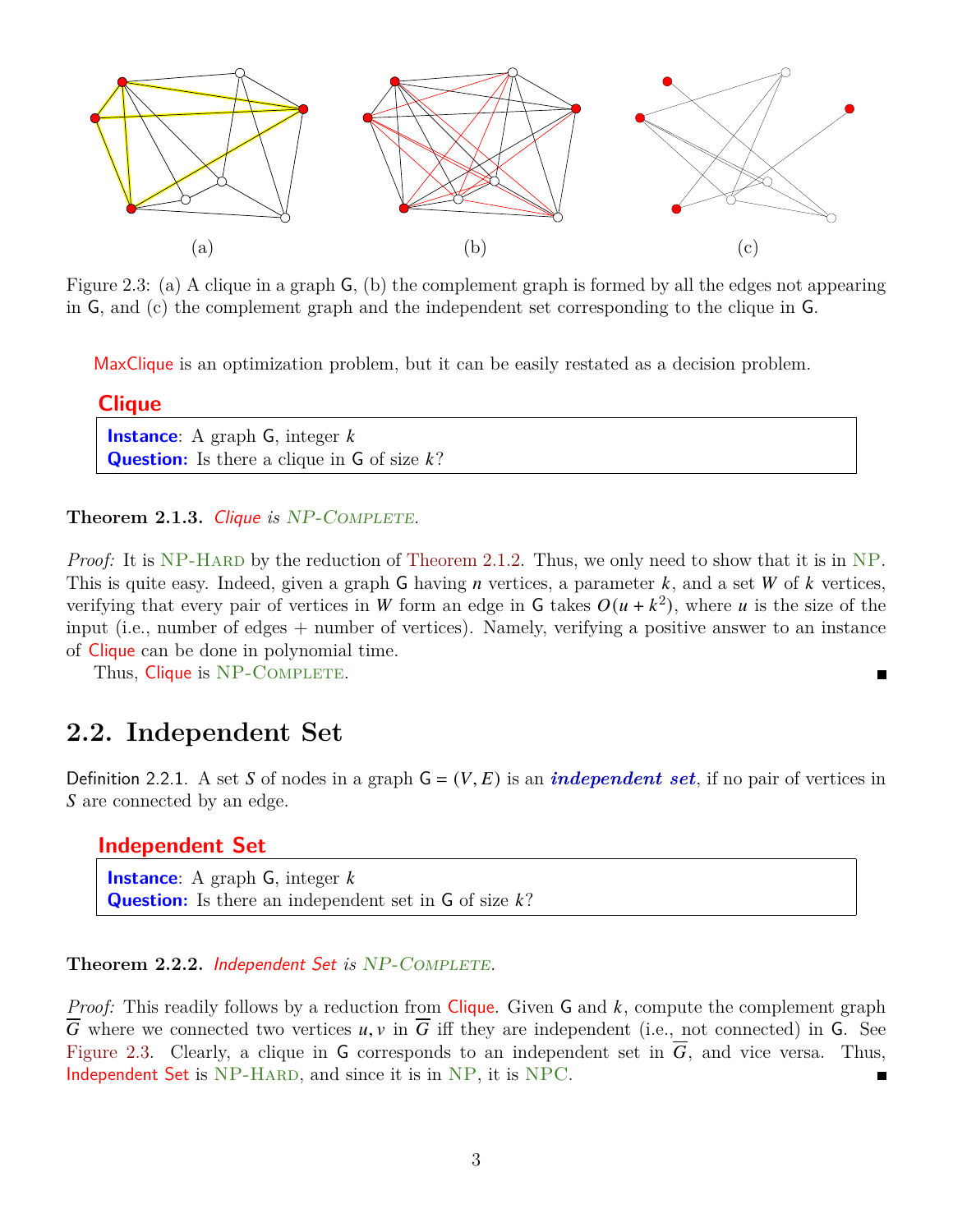(a) (b) (c)

Figure 2.3: (a) A clique in a graph G, (b) the complement graph is formed by all the edges not appearing in G, and (c) the complement graph and the independent set corresponding to the clique in G.

MaxClique is an optimization problem, but it can be easily restated as a decision problem.

**Clique**

> **Instance**: A graph G, integer $k$
> **Question:** Is there a clique in G of size $k$?

**Theorem 2.1.3.** *Clique is* NP-Complete.

*Proof:* It is NP-Hard by the reduction of Theorem 2.1.2. Thus, we only need to show that it is in NP. This is quite easy. Indeed, given a graph G having $n$ vertices, a parameter $k$, and a set $W$ of $k$ vertices, verifying that every pair of vertices in $W$ form an edge in G takes $O(u + k^2)$, where $u$ is the size of the input (i.e., number of edges + number of vertices). Namely, verifying a positive answer to an instance of Clique can be done in polynomial time.

Thus, Clique is NP-Complete. ∎

## 2.2. Independent Set

Definition 2.2.1. A set $S$ of nodes in a graph $G = (V, E)$ is an ***independent set***, if no pair of vertices in $S$ are connected by an edge.

**Independent Set**

> **Instance**: A graph G, integer $k$
> **Question:** Is there an independent set in G of size $k$?

**Theorem 2.2.2.** *Independent Set is* NP-Complete.

*Proof:* This readily follows by a reduction from Clique. Given G and $k$, compute the complement graph $\overline{G}$ where we connected two vertices $u, v$ in $\overline{G}$ iff they are independent (i.e., not connected) in G. See Figure 2.3. Clearly, a clique in G corresponds to an independent set in $\overline{G}$, and vice versa. Thus, Independent Set is NP-Hard, and since it is in NP, it is NPC. ∎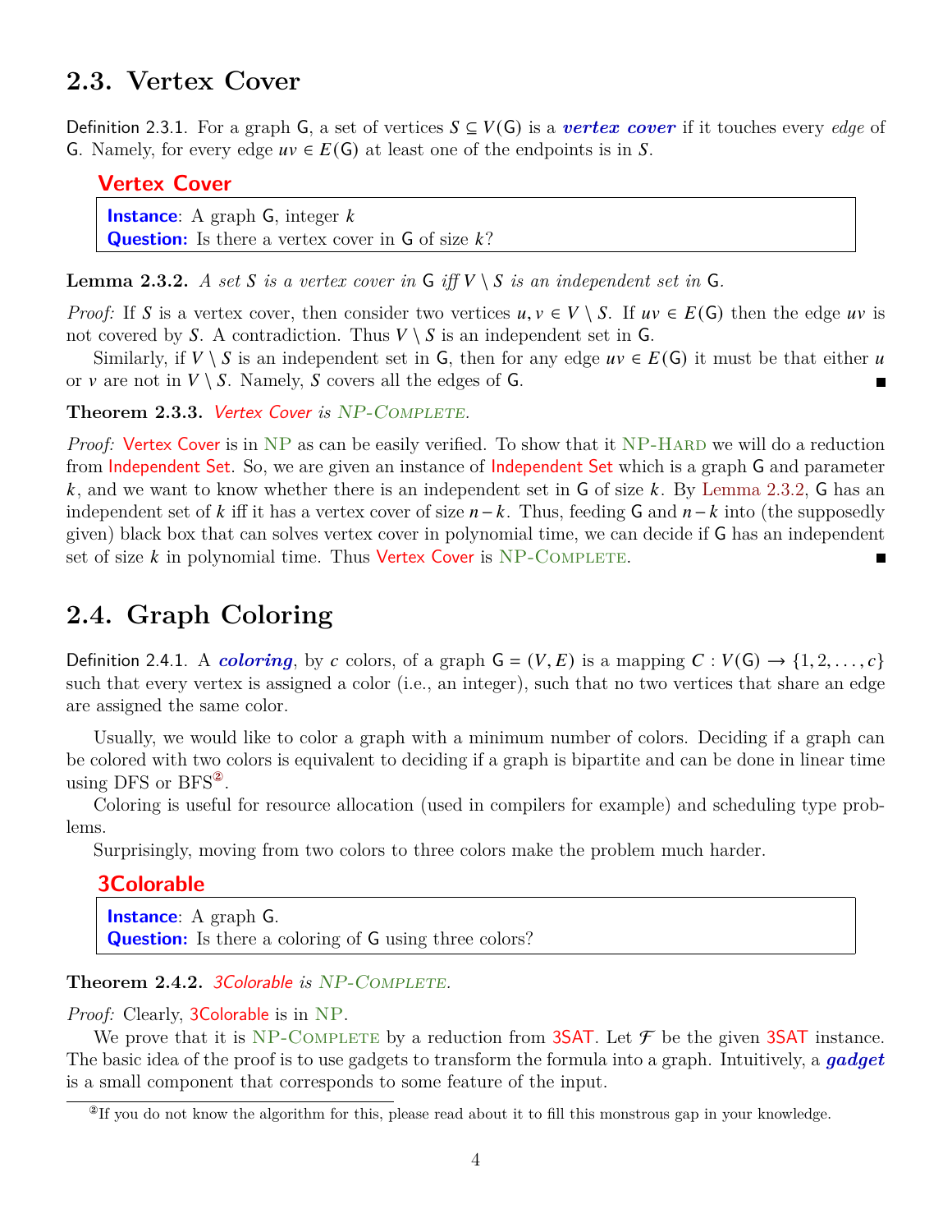## 2.3. Vertex Cover

Definition 2.3.1. For a graph G, a set of vertices $S \subseteq V(\mathsf{G})$ is a ***vertex cover*** if it touches every *edge* of G. Namely, for every edge $uv \in E(\mathsf{G})$ at least one of the endpoints is in $S$.

**Vertex Cover**

> **Instance**: A graph G, integer $k$
> **Question:** Is there a vertex cover in G of size $k$?

**Lemma 2.3.2.** *A set $S$ is a vertex cover in* G *iff $V \setminus S$ is an independent set in* G.

*Proof:* If $S$ is a vertex cover, then consider two vertices $u, v \in V \setminus S$. If $uv \in E(\mathsf{G})$ then the edge $uv$ is not covered by $S$. A contradiction. Thus $V \setminus S$ is an independent set in G.

Similarly, if $V \setminus S$ is an independent set in G, then for any edge $uv \in E(\mathsf{G})$ it must be that either $u$ or $v$ are not in $V \setminus S$. Namely, $S$ covers all the edges of G. ■

**Theorem 2.3.3.** *Vertex Cover is NP-Complete.*

*Proof:* Vertex Cover is in NP as can be easily verified. To show that it NP-Hard we will do a reduction from Independent Set. So, we are given an instance of Independent Set which is a graph G and parameter $k$, and we want to know whether there is an independent set in G of size $k$. By Lemma 2.3.2, G has an independent set of $k$ iff it has a vertex cover of size $n - k$. Thus, feeding G and $n - k$ into (the supposedly given) black box that can solves vertex cover in polynomial time, we can decide if G has an independent set of size $k$ in polynomial time. Thus Vertex Cover is NP-Complete. ■

## 2.4. Graph Coloring

Definition 2.4.1. A ***coloring***, by $c$ colors, of a graph $\mathsf{G} = (V, E)$ is a mapping $C : V(\mathsf{G}) \rightarrow \{1, 2, \ldots, c\}$ such that every vertex is assigned a color (i.e., an integer), such that no two vertices that share an edge are assigned the same color.

Usually, we would like to color a graph with a minimum number of colors. Deciding if a graph can be colored with two colors is equivalent to deciding if a graph is bipartite and can be done in linear time using DFS or BFS[2].

Coloring is useful for resource allocation (used in compilers for example) and scheduling type problems.

Surprisingly, moving from two colors to three colors make the problem much harder.

**3Colorable**

> **Instance**: A graph G.
> **Question:** Is there a coloring of G using three colors?

**Theorem 2.4.2.** *3Colorable is NP-Complete.*

*Proof:* Clearly, 3Colorable is in NP.

We prove that it is NP-Complete by a reduction from 3SAT. Let $\mathcal{F}$ be the given 3SAT instance. The basic idea of the proof is to use gadgets to transform the formula into a graph. Intuitively, a ***gadget*** is a small component that corresponds to some feature of the input.

[2] If you do not know the algorithm for this, please read about it to fill this monstrous gap in your knowledge.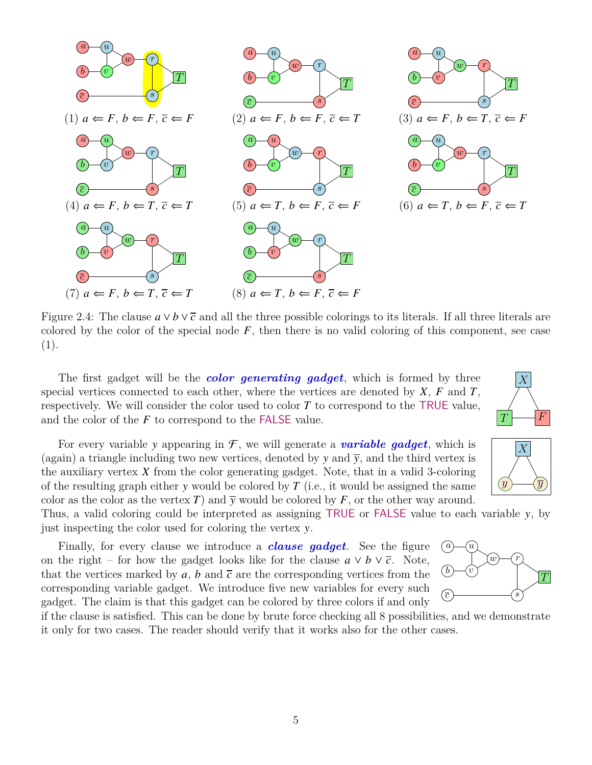(1) $a \Leftarrow F$, $b \Leftarrow F$, $\overline{c} \Leftarrow F$

(2) $a \Leftarrow F$, $b \Leftarrow F$, $\overline{c} \Leftarrow T$

(3) $a \Leftarrow F$, $b \Leftarrow T$, $\overline{c} \Leftarrow F$

(4) $a \Leftarrow F$, $b \Leftarrow T$, $\overline{c} \Leftarrow T$

(5) $a \Leftarrow T$, $b \Leftarrow F$, $\overline{c} \Leftarrow F$

(6) $a \Leftarrow T$, $b \Leftarrow F$, $\overline{c} \Leftarrow T$

(7) $a \Leftarrow F$, $b \Leftarrow T$, $\overline{c} \Leftarrow T$

(8) $a \Leftarrow T$, $b \Leftarrow F$, $\overline{c} \Leftarrow F$

Figure 2.4: The clause $a \vee b \vee \overline{c}$ and all the three possible colorings to its literals. If all three literals are colored by the color of the special node $F$, then there is no valid coloring of this component, see case (1).

The first gadget will be the ***color generating gadget***, which is formed by three special vertices connected to each other, where the vertices are denoted by $X$, $F$ and $T$, respectively. We will consider the color used to color $T$ to correspond to the TRUE value, and the color of the $F$ to correspond to the FALSE value.

For every variable $y$ appearing in $\mathcal{F}$, we will generate a ***variable gadget***, which is (again) a triangle including two new vertices, denoted by $y$ and $\overline{y}$, and the third vertex is the auxiliary vertex $X$ from the color generating gadget. Note, that in a valid 3-coloring of the resulting graph either $y$ would be colored by $T$ (i.e., it would be assigned the same color as the color as the vertex $T$) and $\overline{y}$ would be colored by $F$, or the other way around. Thus, a valid coloring could be interpreted as assigning TRUE or FALSE value to each variable $y$, by just inspecting the color used for coloring the vertex $y$.

Finally, for every clause we introduce a ***clause gadget***. See the figure on the right – for how the gadget looks like for the clause $a \vee b \vee \overline{c}$. Note, that the vertices marked by $a$, $b$ and $\overline{c}$ are the corresponding vertices from the corresponding variable gadget. We introduce five new variables for every such gadget. The claim is that this gadget can be colored by three colors if and only if the clause is satisfied. This can be done by brute force checking all 8 possibilities, and we demonstrate it only for two cases. The reader should verify that it works also for the other cases.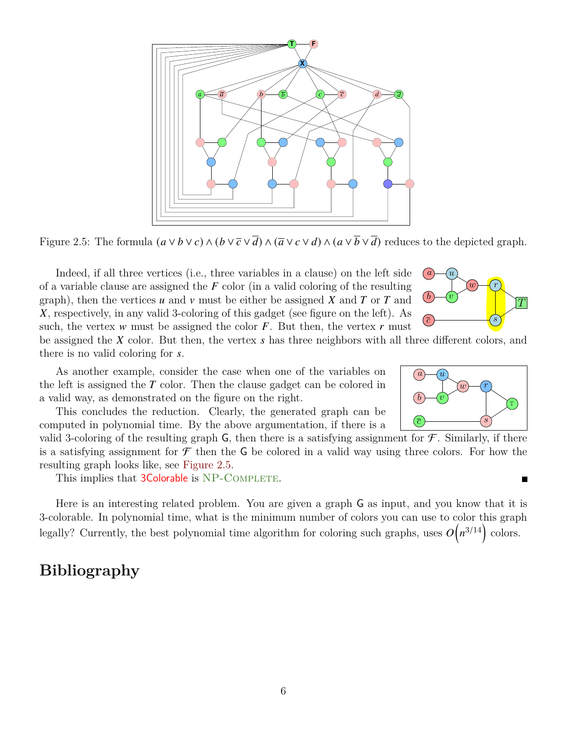Figure 2.5: The formula $(a \vee b \vee c) \wedge (b \vee \overline{c} \vee \overline{d}) \wedge (\overline{a} \vee c \vee d) \wedge (a \vee \overline{b} \vee \overline{d})$ reduces to the depicted graph.

Indeed, if all three vertices (i.e., three variables in a clause) on the left side of a variable clause are assigned the $F$ color (in a valid coloring of the resulting graph), then the vertices $u$ and $v$ must be either be assigned $X$ and $T$ or $T$ and $X$, respectively, in any valid 3-coloring of this gadget (see figure on the left). As such, the vertex $w$ must be assigned the color $F$. But then, the vertex $r$ must be assigned the $X$ color. But then, the vertex $s$ has three neighbors with all three different colors, and there is no valid coloring for $s$.

As another example, consider the case when one of the variables on the left is assigned the $T$ color. Then the clause gadget can be colored in a valid way, as demonstrated on the figure on the right.

This concludes the reduction. Clearly, the generated graph can be computed in polynomial time. By the above argumentation, if there is a valid 3-coloring of the resulting graph $\mathsf{G}$, then there is a satisfying assignment for $\mathcal{F}$. Similarly, if there is a satisfying assignment for $\mathcal{F}$ then the $\mathsf{G}$ be colored in a valid way using three colors. For how the resulting graph looks like, see Figure 2.5.

This implies that 3Colorable is NP-Complete. ■

Here is an interesting related problem. You are given a graph $\mathsf{G}$ as input, and you know that it is 3-colorable. In polynomial time, what is the minimum number of colors you can use to color this graph legally? Currently, the best polynomial time algorithm for coloring such graphs, uses $O\left(n^{3/14}\right)$ colors.

## Bibliography